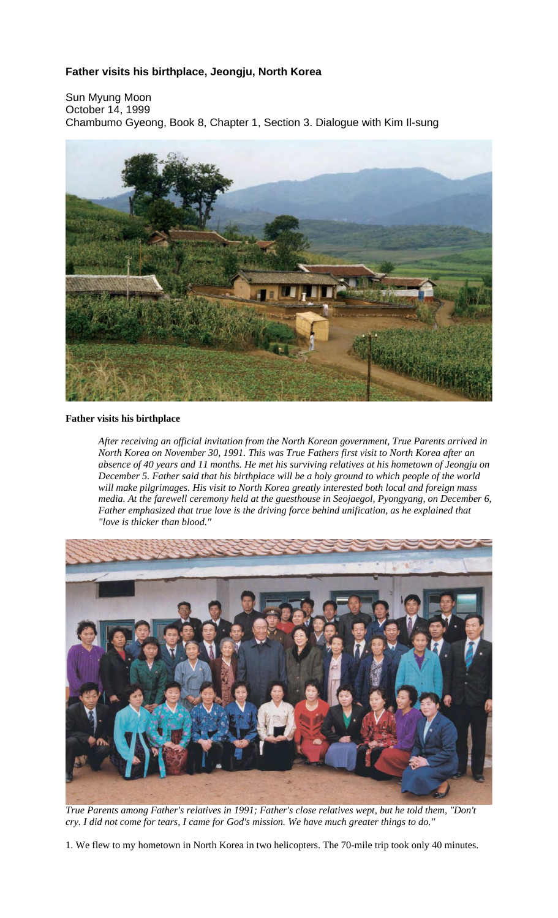# Father visits his birthplace, Jeongju, North Korea

Sun Myung Moon
October 14, 1999
Chambumo Gyeong, Book 8, Chapter 1, Section 3. Dialogue with Kim Il-sung

**Father visits his birthplace**

*After receiving an official invitation from the North Korean government, True Parents arrived in North Korea on November 30, 1991. This was True Fathers first visit to North Korea after an absence of 40 years and 11 months. He met his surviving relatives at his hometown of Jeongju on December 5. Father said that his birthplace will be a holy ground to which people of the world will make pilgrimages. His visit to North Korea greatly interested both local and foreign mass media. At the farewell ceremony held at the guesthouse in Seojaegol, Pyongyang, on December 6, Father emphasized that true love is the driving force behind unification, as he explained that "love is thicker than blood."*

*True Parents among Father's relatives in 1991; Father's close relatives wept, but he told them, "Don't cry. I did not come for tears, I came for God's mission. We have much greater things to do."*

1. We flew to my hometown in North Korea in two helicopters. The 70-mile trip took only 40 minutes.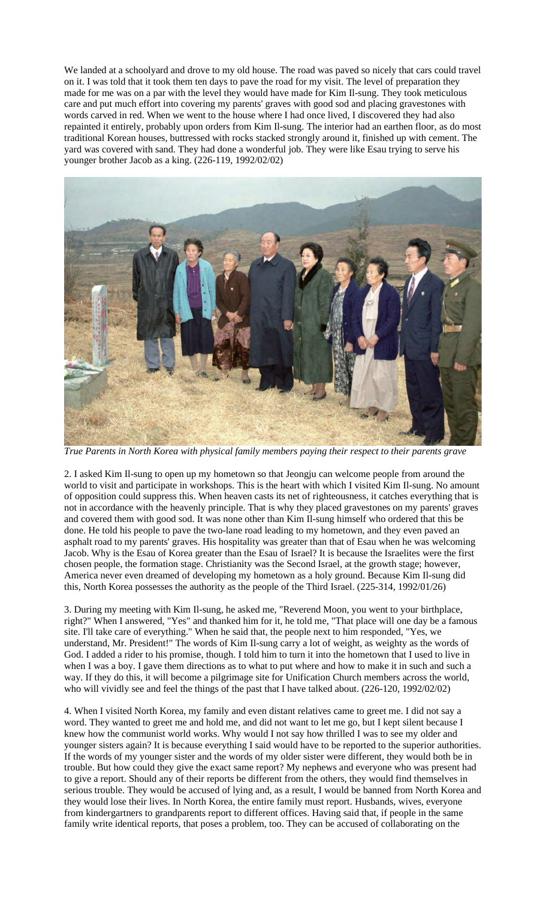We landed at a schoolyard and drove to my old house. The road was paved so nicely that cars could travel on it. I was told that it took them ten days to pave the road for my visit. The level of preparation they made for me was on a par with the level they would have made for Kim Il-sung. They took meticulous care and put much effort into covering my parents' graves with good sod and placing gravestones with words carved in red. When we went to the house where I had once lived, I discovered they had also repainted it entirely, probably upon orders from Kim Il-sung. The interior had an earthen floor, as do most traditional Korean houses, buttressed with rocks stacked strongly around it, finished up with cement. The yard was covered with sand. They had done a wonderful job. They were like Esau trying to serve his younger brother Jacob as a king. (226-119, 1992/02/02)

*True Parents in North Korea with physical family members paying their respect to their parents grave*

2. I asked Kim Il-sung to open up my hometown so that Jeongju can welcome people from around the world to visit and participate in workshops. This is the heart with which I visited Kim Il-sung. No amount of opposition could suppress this. When heaven casts its net of righteousness, it catches everything that is not in accordance with the heavenly principle. That is why they placed gravestones on my parents' graves and covered them with good sod. It was none other than Kim Il-sung himself who ordered that this be done. He told his people to pave the two-lane road leading to my hometown, and they even paved an asphalt road to my parents' graves. His hospitality was greater than that of Esau when he was welcoming Jacob. Why is the Esau of Korea greater than the Esau of Israel? It is because the Israelites were the first chosen people, the formation stage. Christianity was the Second Israel, at the growth stage; however, America never even dreamed of developing my hometown as a holy ground. Because Kim Il-sung did this, North Korea possesses the authority as the people of the Third Israel. (225-314, 1992/01/26)

3. During my meeting with Kim Il-sung, he asked me, "Reverend Moon, you went to your birthplace, right?" When I answered, "Yes" and thanked him for it, he told me, "That place will one day be a famous site. I'll take care of everything." When he said that, the people next to him responded, "Yes, we understand, Mr. President!" The words of Kim Il-sung carry a lot of weight, as weighty as the words of God. I added a rider to his promise, though. I told him to turn it into the hometown that I used to live in when I was a boy. I gave them directions as to what to put where and how to make it in such and such a way. If they do this, it will become a pilgrimage site for Unification Church members across the world, who will vividly see and feel the things of the past that I have talked about. (226-120, 1992/02/02)

4. When I visited North Korea, my family and even distant relatives came to greet me. I did not say a word. They wanted to greet me and hold me, and did not want to let me go, but I kept silent because I knew how the communist world works. Why would I not say how thrilled I was to see my older and younger sisters again? It is because everything I said would have to be reported to the superior authorities. If the words of my younger sister and the words of my older sister were different, they would both be in trouble. But how could they give the exact same report? My nephews and everyone who was present had to give a report. Should any of their reports be different from the others, they would find themselves in serious trouble. They would be accused of lying and, as a result, I would be banned from North Korea and they would lose their lives. In North Korea, the entire family must report. Husbands, wives, everyone from kindergartners to grandparents report to different offices. Having said that, if people in the same family write identical reports, that poses a problem, too. They can be accused of collaborating on the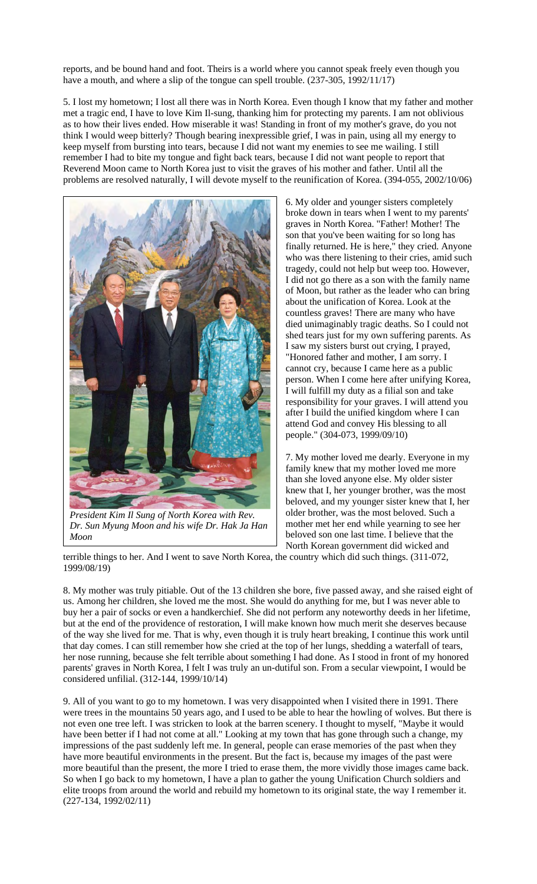reports, and be bound hand and foot. Theirs is a world where you cannot speak freely even though you have a mouth, and where a slip of the tongue can spell trouble. (237-305, 1992/11/17)

5. I lost my hometown; I lost all there was in North Korea. Even though I know that my father and mother met a tragic end, I have to love Kim Il-sung, thanking him for protecting my parents. I am not oblivious as to how their lives ended. How miserable it was! Standing in front of my mother's grave, do you not think I would weep bitterly? Though bearing inexpressible grief, I was in pain, using all my energy to keep myself from bursting into tears, because I did not want my enemies to see me wailing. I still remember I had to bite my tongue and fight back tears, because I did not want people to report that Reverend Moon came to North Korea just to visit the graves of his mother and father. Until all the problems are resolved naturally, I will devote myself to the reunification of Korea. (394-055, 2002/10/06)

*President Kim Il Sung of North Korea with Rev. Dr. Sun Myung Moon and his wife Dr. Hak Ja Han Moon*

6. My older and younger sisters completely broke down in tears when I went to my parents' graves in North Korea. "Father! Mother! The son that you've been waiting for so long has finally returned. He is here," they cried. Anyone who was there listening to their cries, amid such tragedy, could not help but weep too. However, I did not go there as a son with the family name of Moon, but rather as the leader who can bring about the unification of Korea. Look at the countless graves! There are many who have died unimaginably tragic deaths. So I could not shed tears just for my own suffering parents. As I saw my sisters burst out crying, I prayed, "Honored father and mother, I am sorry. I cannot cry, because I came here as a public person. When I come here after unifying Korea, I will fulfill my duty as a filial son and take responsibility for your graves. I will attend you after I build the unified kingdom where I can attend God and convey His blessing to all people." (304-073, 1999/09/10)

7. My mother loved me dearly. Everyone in my family knew that my mother loved me more than she loved anyone else. My older sister knew that I, her younger brother, was the most beloved, and my younger sister knew that I, her older brother, was the most beloved. Such a mother met her end while yearning to see her beloved son one last time. I believe that the North Korean government did wicked and terrible things to her. And I went to save North Korea, the country which did such things. (311-072, 1999/08/19)

8. My mother was truly pitiable. Out of the 13 children she bore, five passed away, and she raised eight of us. Among her children, she loved me the most. She would do anything for me, but I was never able to buy her a pair of socks or even a handkerchief. She did not perform any noteworthy deeds in her lifetime, but at the end of the providence of restoration, I will make known how much merit she deserves because of the way she lived for me. That is why, even though it is truly heart breaking, I continue this work until that day comes. I can still remember how she cried at the top of her lungs, shedding a waterfall of tears, her nose running, because she felt terrible about something I had done. As I stood in front of my honored parents' graves in North Korea, I felt I was truly an un-dutiful son. From a secular viewpoint, I would be considered unfilial. (312-144, 1999/10/14)

9. All of you want to go to my hometown. I was very disappointed when I visited there in 1991. There were trees in the mountains 50 years ago, and I used to be able to hear the howling of wolves. But there is not even one tree left. I was stricken to look at the barren scenery. I thought to myself, "Maybe it would have been better if I had not come at all." Looking at my town that has gone through such a change, my impressions of the past suddenly left me. In general, people can erase memories of the past when they have more beautiful environments in the present. But the fact is, because my images of the past were more beautiful than the present, the more I tried to erase them, the more vividly those images came back. So when I go back to my hometown, I have a plan to gather the young Unification Church soldiers and elite troops from around the world and rebuild my hometown to its original state, the way I remember it. (227-134, 1992/02/11)